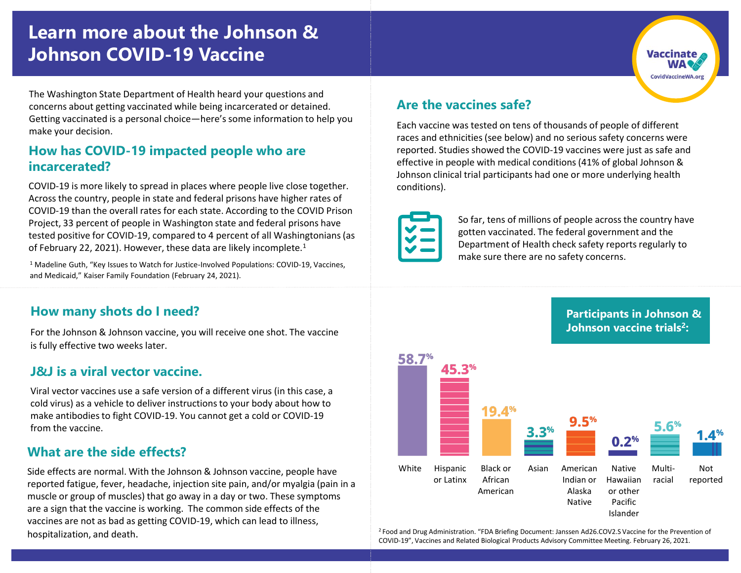# Learn more about the Johnson & Johnson COVID-19 Vaccine

The Washington State Department of Health heard your questions and concerns about getting vaccinated while being incarcerated or detained. Getting vaccinated is a personal choice—here's some information to help you make your decision.

## How has COVID-19 impacted people who are incarcerated?

COVID-19 is more likely to spread in places where people live close together. Across the country, people in state and federal prisons have higher rates of COVID-19 than the overall rates for each state. According to the COVID Prison Project, 33 percent of people in Washington state and federal prisons have tested positive for COVID-19, compared to 4 percent of all Washingtonians (as of February 22, 2021). However, these data are likely incomplete.[1]

[1] Madeline Guth, "Key Issues to Watch for Justice-Involved Populations: COVID-19, Vaccines, and Medicaid," Kaiser Family Foundation (February 24, 2021).

## Are the vaccines safe?

Each vaccine was tested on tens of thousands of people of different races and ethnicities (see below) and no serious safety concerns were reported. Studies showed the COVID-19 vaccines were just as safe and effective in people with medical conditions (41% of global Johnson & Johnson clinical trial participants had one or more underlying health conditions).

So far, tens of millions of people across the country have gotten vaccinated. The federal government and the Department of Health check safety reports regularly to make sure there are no safety concerns.

## How many shots do I need?

For the Johnson & Johnson vaccine, you will receive one shot. The vaccine is fully effective two weeks later.

## J&J is a viral vector vaccine.

Viral vector vaccines use a safe version of a different virus (in this case, a cold virus) as a vehicle to deliver instructions to your body about how to make antibodies to fight COVID-19. You cannot get a cold or COVID-19 from the vaccine.

## What are the side effects?

Side effects are normal. With the Johnson & Johnson vaccine, people have reported fatigue, fever, headache, injection site pain, and/or myalgia (pain in a muscle or group of muscles) that go away in a day or two. These symptoms are a sign that the vaccine is working. The common side effects of the vaccines are not as bad as getting COVID-19, which can lead to illness, hospitalization, and death.

## Participants in Johnson & Johnson vaccine trials[2]:

| White | Hispanic or Latinx | Black or African American | Asian | American Indian or Alaska Native | Native Hawaiian or other Pacific Islander | Multi-racial | Not reported |
|---|---|---|---|---|---|---|---|
| 58.7% | 45.3% | 19.4% | 3.3% | 9.5% | 0.2% | 5.6% | 1.4% |

[2] Food and Drug Administration. "FDA Briefing Document: Janssen Ad26.COV2.S Vaccine for the Prevention of COVID-19", Vaccines and Related Biological Products Advisory Committee Meeting. February 26, 2021.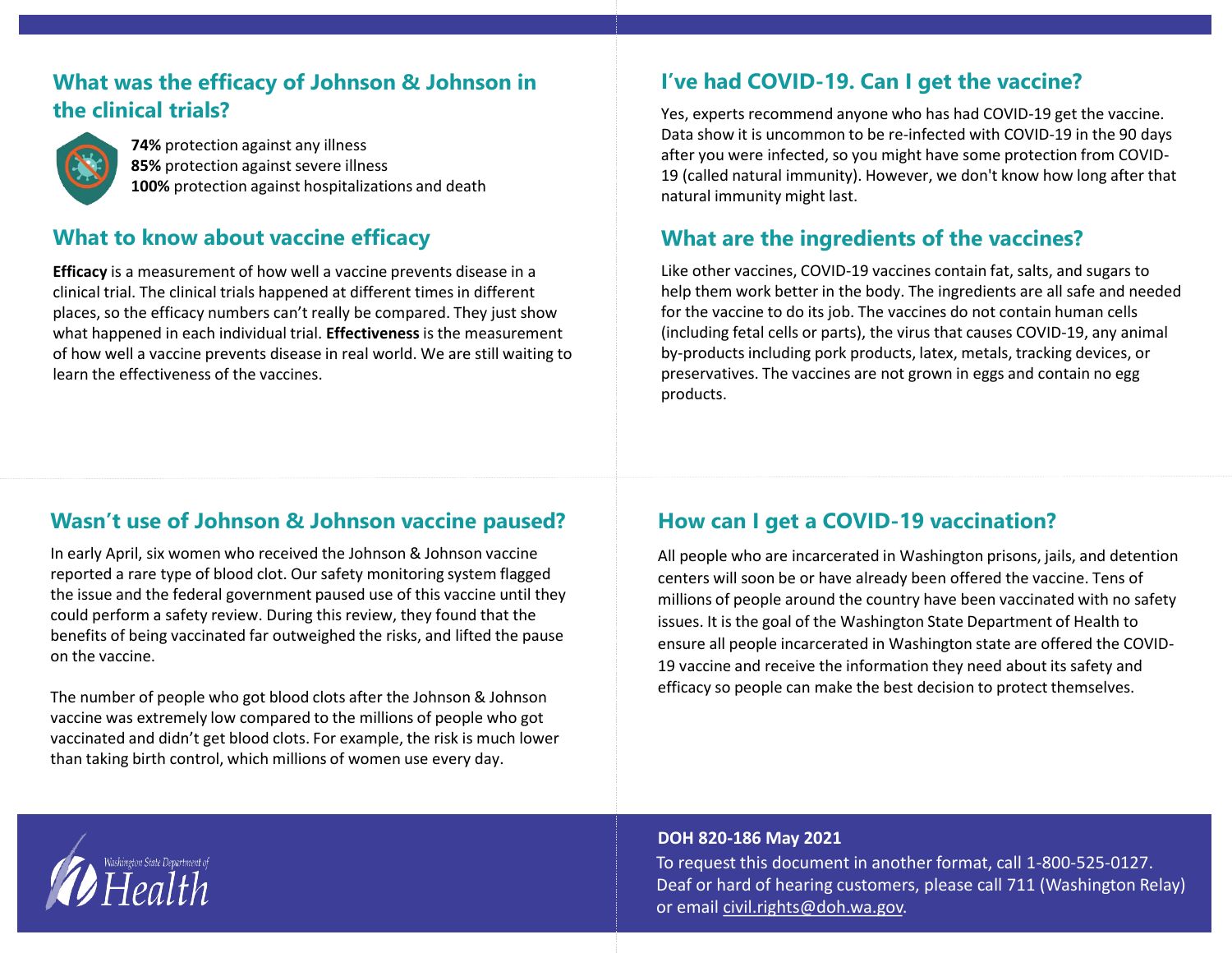## What was the efficacy of Johnson & Johnson in the clinical trials?

**74%** protection against any illness
**85%** protection against severe illness
**100%** protection against hospitalizations and death

## What to know about vaccine efficacy

**Efficacy** is a measurement of how well a vaccine prevents disease in a clinical trial. The clinical trials happened at different times in different places, so the efficacy numbers can't really be compared. They just show what happened in each individual trial. **Effectiveness** is the measurement of how well a vaccine prevents disease in real world. We are still waiting to learn the effectiveness of the vaccines.

## I've had COVID-19. Can I get the vaccine?

Yes, experts recommend anyone who has had COVID-19 get the vaccine. Data show it is uncommon to be re-infected with COVID-19 in the 90 days after you were infected, so you might have some protection from COVID-19 (called natural immunity). However, we don't know how long after that natural immunity might last.

## What are the ingredients of the vaccines?

Like other vaccines, COVID-19 vaccines contain fat, salts, and sugars to help them work better in the body. The ingredients are all safe and needed for the vaccine to do its job. The vaccines do not contain human cells (including fetal cells or parts), the virus that causes COVID-19, any animal by-products including pork products, latex, metals, tracking devices, or preservatives. The vaccines are not grown in eggs and contain no egg products.

## Wasn't use of Johnson & Johnson vaccine paused?

In early April, six women who received the Johnson & Johnson vaccine reported a rare type of blood clot. Our safety monitoring system flagged the issue and the federal government paused use of this vaccine until they could perform a safety review. During this review, they found that the benefits of being vaccinated far outweighed the risks, and lifted the pause on the vaccine.

The number of people who got blood clots after the Johnson & Johnson vaccine was extremely low compared to the millions of people who got vaccinated and didn't get blood clots. For example, the risk is much lower than taking birth control, which millions of women use every day.

## How can I get a COVID-19 vaccination?

All people who are incarcerated in Washington prisons, jails, and detention centers will soon be or have already been offered the vaccine. Tens of millions of people around the country have been vaccinated with no safety issues. It is the goal of the Washington State Department of Health to ensure all people incarcerated in Washington state are offered the COVID-19 vaccine and receive the information they need about its safety and efficacy so people can make the best decision to protect themselves.

Washington State Department of Health

**DOH 820-186 May 2021**

To request this document in another format, call 1-800-525-0127. Deaf or hard of hearing customers, please call 711 (Washington Relay) or email civil.rights@doh.wa.gov.